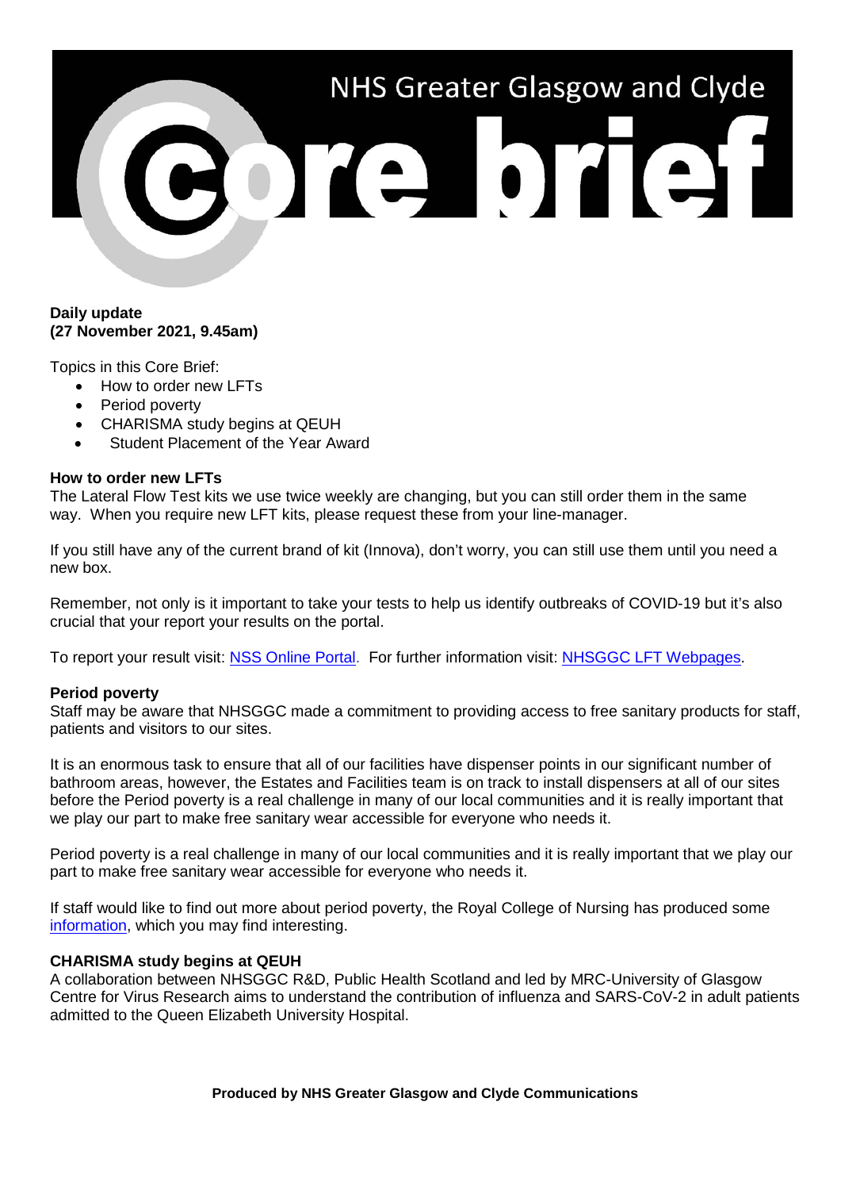# NHS Greater Glasgow and Clyde Core brief

**Daily update**
**(27 November 2021, 9.45am)**

Topics in this Core Brief:

- How to order new LFTs
- Period poverty
- CHARISMA study begins at QEUH
- Student Placement of the Year Award

**How to order new LFTs**

The Lateral Flow Test kits we use twice weekly are changing, but you can still order them in the same way. When you require new LFT kits, please request these from your line-manager.

If you still have any of the current brand of kit (Innova), don't worry, you can still use them until you need a new box.

Remember, not only is it important to take your tests to help us identify outbreaks of COVID-19 but it's also crucial that your report your results on the portal.

To report your result visit: [NSS Online Portal](). For further information visit: [NHSGGC LFT Webpages]().

**Period poverty**

Staff may be aware that NHSGGC made a commitment to providing access to free sanitary products for staff, patients and visitors to our sites.

It is an enormous task to ensure that all of our facilities have dispenser points in our significant number of bathroom areas, however, the Estates and Facilities team is on track to install dispensers at all of our sites before the Period poverty is a real challenge in many of our local communities and it is really important that we play our part to make free sanitary wear accessible for everyone who needs it.

Period poverty is a real challenge in many of our local communities and it is really important that we play our part to make free sanitary wear accessible for everyone who needs it.

If staff would like to find out more about period poverty, the Royal College of Nursing has produced some [information](), which you may find interesting.

**CHARISMA study begins at QEUH**

A collaboration between NHSGGC R&D, Public Health Scotland and led by MRC-University of Glasgow Centre for Virus Research aims to understand the contribution of influenza and SARS-CoV-2 in adult patients admitted to the Queen Elizabeth University Hospital.

**Produced by NHS Greater Glasgow and Clyde Communications**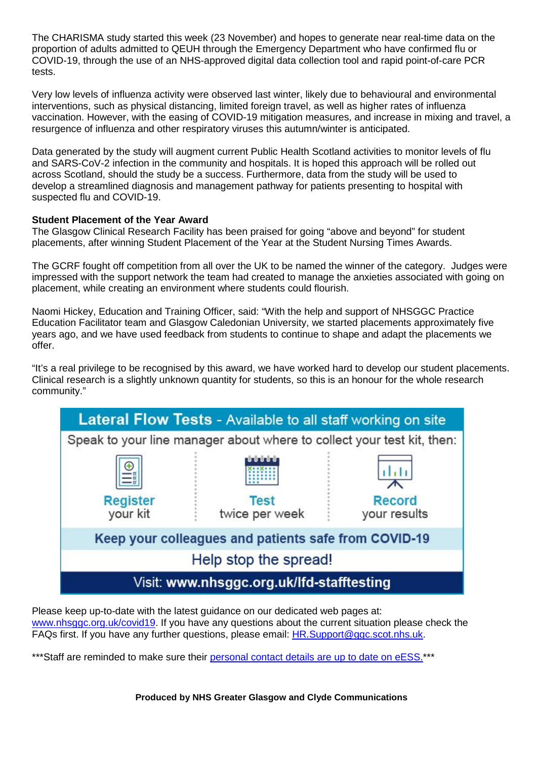The CHARISMA study started this week (23 November) and hopes to generate near real-time data on the proportion of adults admitted to QEUH through the Emergency Department who have confirmed flu or COVID-19, through the use of an NHS-approved digital data collection tool and rapid point-of-care PCR tests.

Very low levels of influenza activity were observed last winter, likely due to behavioural and environmental interventions, such as physical distancing, limited foreign travel, as well as higher rates of influenza vaccination. However, with the easing of COVID-19 mitigation measures, and increase in mixing and travel, a resurgence of influenza and other respiratory viruses this autumn/winter is anticipated.

Data generated by the study will augment current Public Health Scotland activities to monitor levels of flu and SARS-CoV-2 infection in the community and hospitals. It is hoped this approach will be rolled out across Scotland, should the study be a success. Furthermore, data from the study will be used to develop a streamlined diagnosis and management pathway for patients presenting to hospital with suspected flu and COVID-19.

**Student Placement of the Year Award**

The Glasgow Clinical Research Facility has been praised for going "above and beyond" for student placements, after winning Student Placement of the Year at the Student Nursing Times Awards.

The GCRF fought off competition from all over the UK to be named the winner of the category. Judges were impressed with the support network the team had created to manage the anxieties associated with going on placement, while creating an environment where students could flourish.

Naomi Hickey, Education and Training Officer, said: "With the help and support of NHSGGC Practice Education Facilitator team and Glasgow Caledonian University, we started placements approximately five years ago, and we have used feedback from students to continue to shape and adapt the placements we offer.

"It's a real privilege to be recognised by this award, we have worked hard to develop our student placements. Clinical research is a slightly unknown quantity for students, so this is an honour for the whole research community."

**Lateral Flow Tests** - Available to all staff working on site

Speak to your line manager about where to collect your test kit, then:

**Register** your kit

**Test** twice per week

**Record** your results

**Keep your colleagues and patients safe from COVID-19**

Help stop the spread!

Visit: **www.nhsggc.org.uk/lfd-stafftesting**

Please keep up-to-date with the latest guidance on our dedicated web pages at: www.nhsggc.org.uk/covid19. If you have any questions about the current situation please check the FAQs first. If you have any further questions, please email: HR.Support@ggc.scot.nhs.uk.

***Staff are reminded to make sure their personal contact details are up to date on eESS.***

**Produced by NHS Greater Glasgow and Clyde Communications**